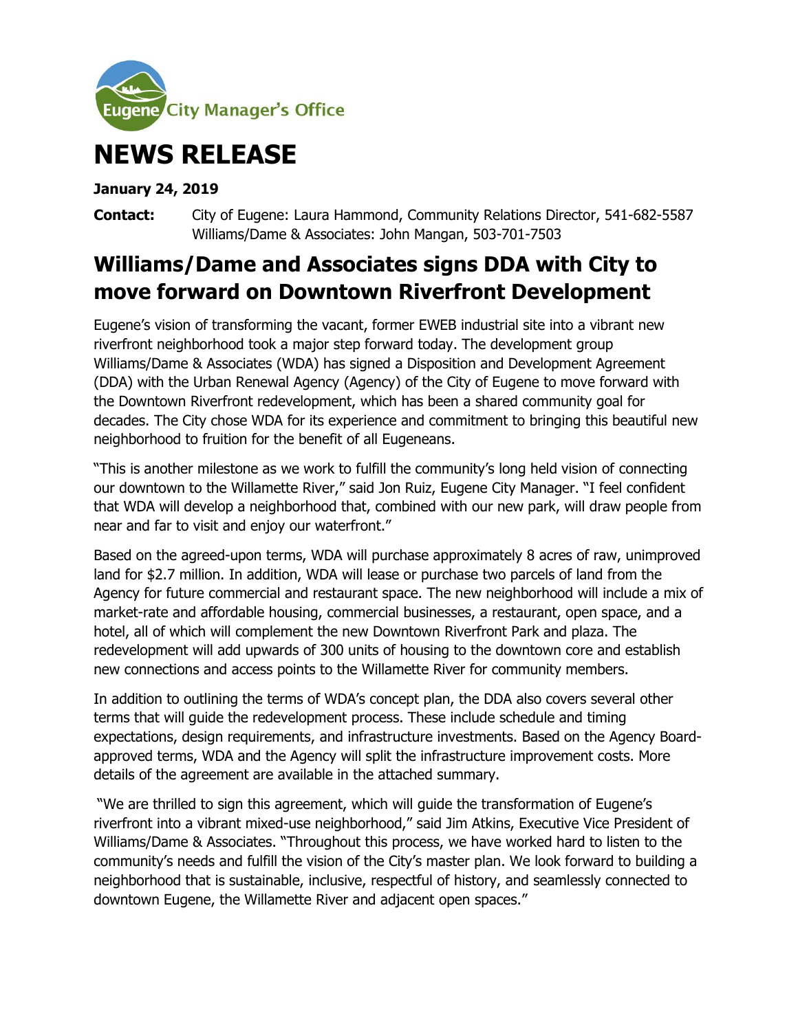Eugene City Manager's Office

# NEWS RELEASE

**January 24, 2019**

**Contact:** City of Eugene: Laura Hammond, Community Relations Director, 541-682-5587
Williams/Dame & Associates: John Mangan, 503-701-7503

## Williams/Dame and Associates signs DDA with City to move forward on Downtown Riverfront Development

Eugene's vision of transforming the vacant, former EWEB industrial site into a vibrant new riverfront neighborhood took a major step forward today. The development group Williams/Dame & Associates (WDA) has signed a Disposition and Development Agreement (DDA) with the Urban Renewal Agency (Agency) of the City of Eugene to move forward with the Downtown Riverfront redevelopment, which has been a shared community goal for decades. The City chose WDA for its experience and commitment to bringing this beautiful new neighborhood to fruition for the benefit of all Eugeneans.

"This is another milestone as we work to fulfill the community's long held vision of connecting our downtown to the Willamette River," said Jon Ruiz, Eugene City Manager. "I feel confident that WDA will develop a neighborhood that, combined with our new park, will draw people from near and far to visit and enjoy our waterfront."

Based on the agreed-upon terms, WDA will purchase approximately 8 acres of raw, unimproved land for $2.7 million. In addition, WDA will lease or purchase two parcels of land from the Agency for future commercial and restaurant space. The new neighborhood will include a mix of market-rate and affordable housing, commercial businesses, a restaurant, open space, and a hotel, all of which will complement the new Downtown Riverfront Park and plaza. The redevelopment will add upwards of 300 units of housing to the downtown core and establish new connections and access points to the Willamette River for community members.

In addition to outlining the terms of WDA's concept plan, the DDA also covers several other terms that will guide the redevelopment process. These include schedule and timing expectations, design requirements, and infrastructure investments. Based on the Agency Board-approved terms, WDA and the Agency will split the infrastructure improvement costs. More details of the agreement are available in the attached summary.

"We are thrilled to sign this agreement, which will guide the transformation of Eugene's riverfront into a vibrant mixed-use neighborhood," said Jim Atkins, Executive Vice President of Williams/Dame & Associates. "Throughout this process, we have worked hard to listen to the community's needs and fulfill the vision of the City's master plan. We look forward to building a neighborhood that is sustainable, inclusive, respectful of history, and seamlessly connected to downtown Eugene, the Willamette River and adjacent open spaces."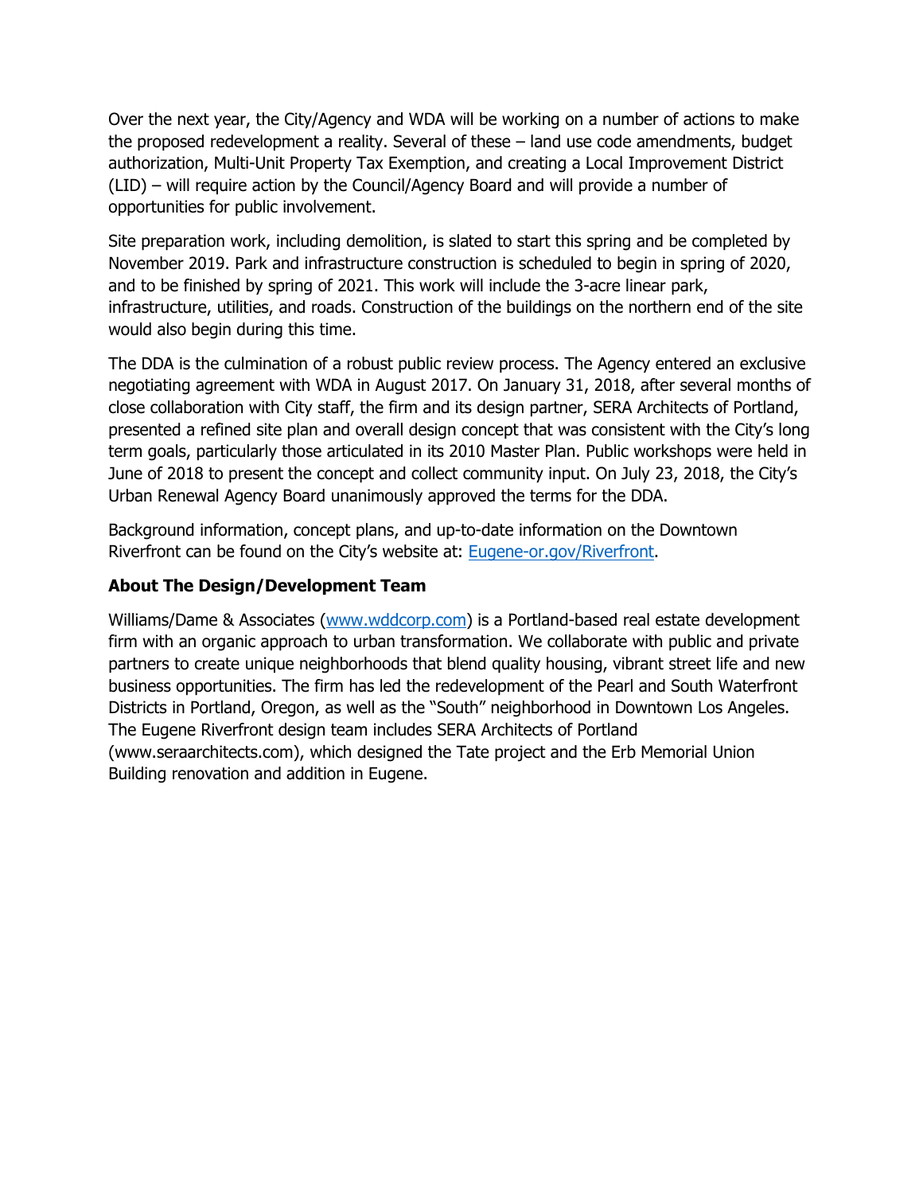Over the next year, the City/Agency and WDA will be working on a number of actions to make the proposed redevelopment a reality. Several of these – land use code amendments, budget authorization, Multi-Unit Property Tax Exemption, and creating a Local Improvement District (LID) – will require action by the Council/Agency Board and will provide a number of opportunities for public involvement.

Site preparation work, including demolition, is slated to start this spring and be completed by November 2019. Park and infrastructure construction is scheduled to begin in spring of 2020, and to be finished by spring of 2021. This work will include the 3-acre linear park, infrastructure, utilities, and roads. Construction of the buildings on the northern end of the site would also begin during this time.

The DDA is the culmination of a robust public review process. The Agency entered an exclusive negotiating agreement with WDA in August 2017. On January 31, 2018, after several months of close collaboration with City staff, the firm and its design partner, SERA Architects of Portland, presented a refined site plan and overall design concept that was consistent with the City's long term goals, particularly those articulated in its 2010 Master Plan. Public workshops were held in June of 2018 to present the concept and collect community input. On July 23, 2018, the City's Urban Renewal Agency Board unanimously approved the terms for the DDA.

Background information, concept plans, and up-to-date information on the Downtown Riverfront can be found on the City's website at: [Eugene-or.gov/Riverfront](Eugene-or.gov/Riverfront).

**About The Design/Development Team**

Williams/Dame & Associates ([www.wddcorp.com](www.wddcorp.com)) is a Portland-based real estate development firm with an organic approach to urban transformation. We collaborate with public and private partners to create unique neighborhoods that blend quality housing, vibrant street life and new business opportunities. The firm has led the redevelopment of the Pearl and South Waterfront Districts in Portland, Oregon, as well as the "South" neighborhood in Downtown Los Angeles. The Eugene Riverfront design team includes SERA Architects of Portland (www.seraarchitects.com), which designed the Tate project and the Erb Memorial Union Building renovation and addition in Eugene.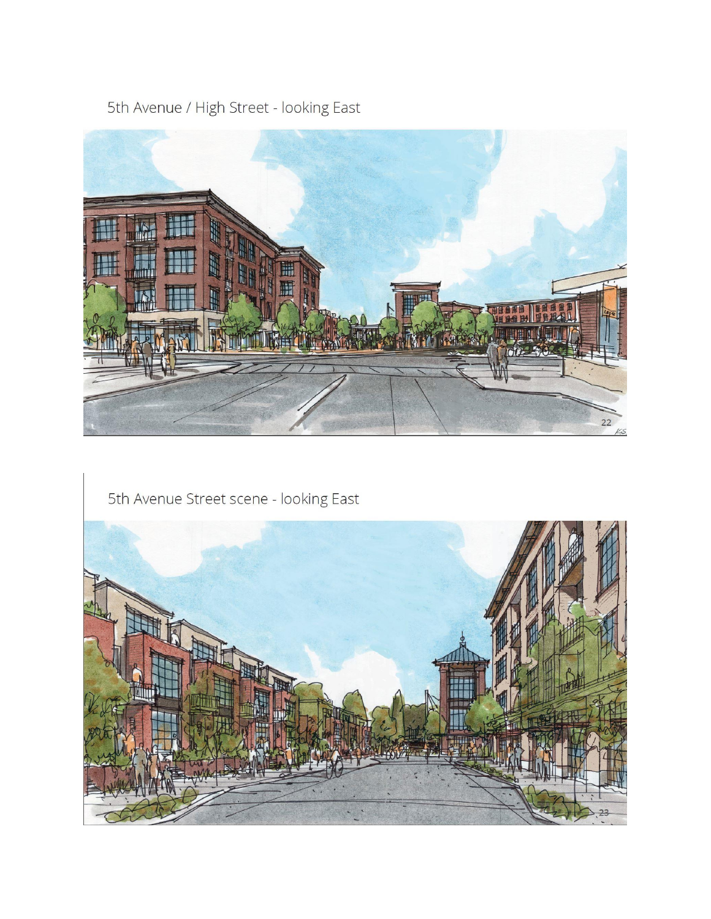5th Avenue / High Street - looking East

5th Avenue Street scene - looking East